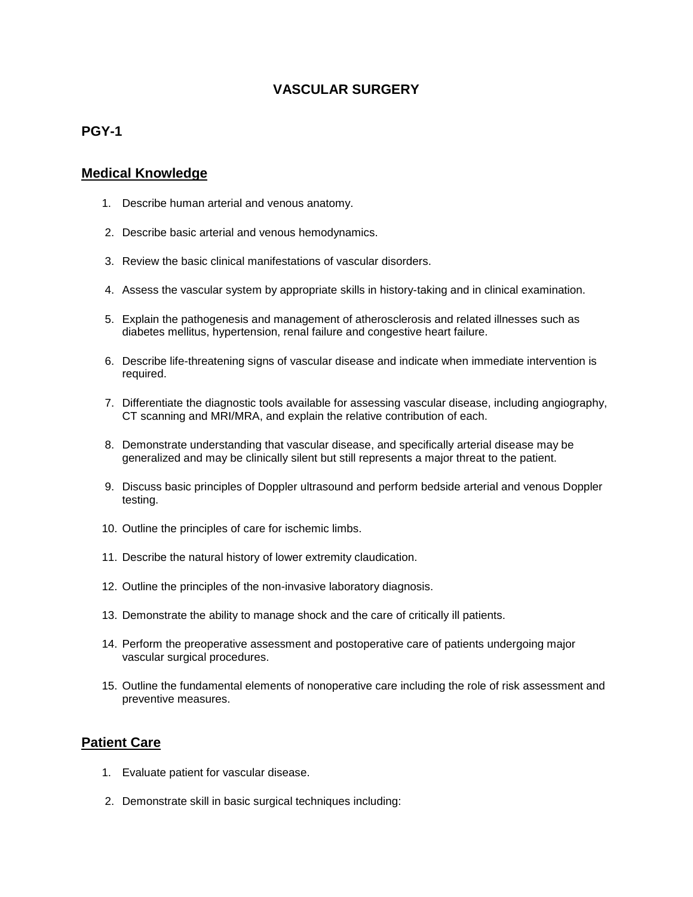# VASCULAR SURGERY

## PGY-1

### Medical Knowledge

1. Describe human arterial and venous anatomy.
2. Describe basic arterial and venous hemodynamics.
3. Review the basic clinical manifestations of vascular disorders.
4. Assess the vascular system by appropriate skills in history-taking and in clinical examination.
5. Explain the pathogenesis and management of atherosclerosis and related illnesses such as diabetes mellitus, hypertension, renal failure and congestive heart failure.
6. Describe life-threatening signs of vascular disease and indicate when immediate intervention is required.
7. Differentiate the diagnostic tools available for assessing vascular disease, including angiography, CT scanning and MRI/MRA, and explain the relative contribution of each.
8. Demonstrate understanding that vascular disease, and specifically arterial disease may be generalized and may be clinically silent but still represents a major threat to the patient.
9. Discuss basic principles of Doppler ultrasound and perform bedside arterial and venous Doppler testing.
10. Outline the principles of care for ischemic limbs.
11. Describe the natural history of lower extremity claudication.
12. Outline the principles of the non-invasive laboratory diagnosis.
13. Demonstrate the ability to manage shock and the care of critically ill patients.
14. Perform the preoperative assessment and postoperative care of patients undergoing major vascular surgical procedures.
15. Outline the fundamental elements of nonoperative care including the role of risk assessment and preventive measures.

### Patient Care

1. Evaluate patient for vascular disease.
2. Demonstrate skill in basic surgical techniques including: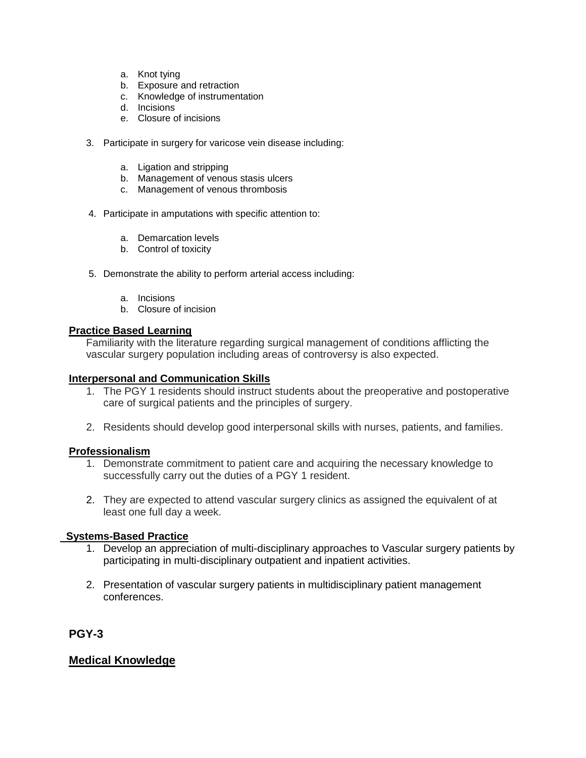a. Knot tying
   b. Exposure and retraction
   c. Knowledge of instrumentation
   d. Incisions
   e. Closure of incisions

3. Participate in surgery for varicose vein disease including:

   a. Ligation and stripping
   b. Management of venous stasis ulcers
   c. Management of venous thrombosis

4. Participate in amputations with specific attention to:

   a. Demarcation levels
   b. Control of toxicity

5. Demonstrate the ability to perform arterial access including:

   a. Incisions
   b. Closure of incision

**Practice Based Learning**

Familiarity with the literature regarding surgical management of conditions afflicting the vascular surgery population including areas of controversy is also expected.

**Interpersonal and Communication Skills**

1. The PGY 1 residents should instruct students about the preoperative and postoperative care of surgical patients and the principles of surgery.

2. Residents should develop good interpersonal skills with nurses, patients, and families.

**Professionalism**

1. Demonstrate commitment to patient care and acquiring the necessary knowledge to successfully carry out the duties of a PGY 1 resident.

2. They are expected to attend vascular surgery clinics as assigned the equivalent of at least one full day a week.

**Systems-Based Practice**

1. Develop an appreciation of multi-disciplinary approaches to Vascular surgery patients by participating in multi-disciplinary outpatient and inpatient activities.

2. Presentation of vascular surgery patients in multidisciplinary patient management conferences.

## PGY-3

### Medical Knowledge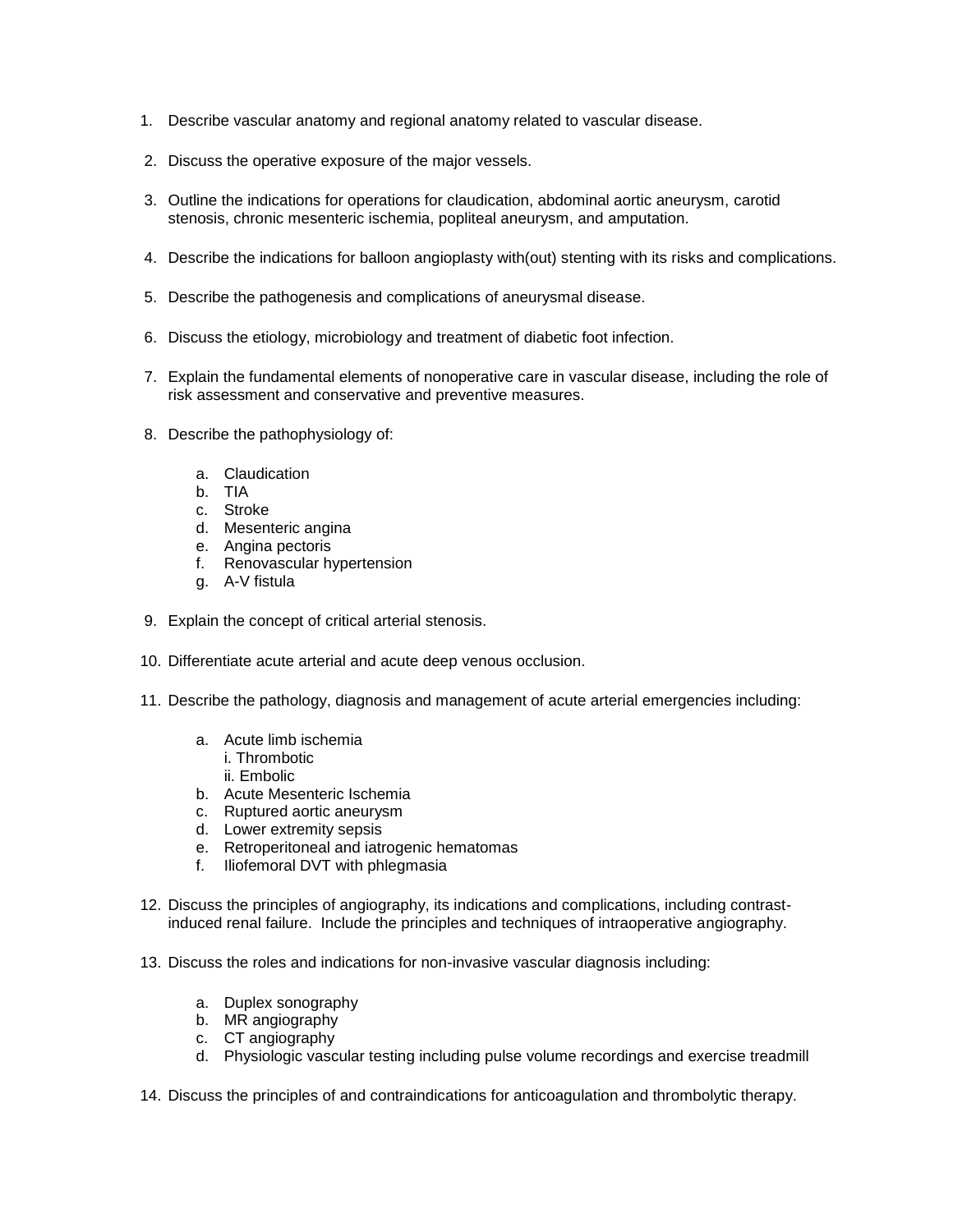1. Describe vascular anatomy and regional anatomy related to vascular disease.

2. Discuss the operative exposure of the major vessels.

3. Outline the indications for operations for claudication, abdominal aortic aneurysm, carotid stenosis, chronic mesenteric ischemia, popliteal aneurysm, and amputation.

4. Describe the indications for balloon angioplasty with(out) stenting with its risks and complications.

5. Describe the pathogenesis and complications of aneurysmal disease.

6. Discuss the etiology, microbiology and treatment of diabetic foot infection.

7. Explain the fundamental elements of nonoperative care in vascular disease, including the role of risk assessment and conservative and preventive measures.

8. Describe the pathophysiology of:

    a. Claudication
    b. TIA
    c. Stroke
    d. Mesenteric angina
    e. Angina pectoris
    f. Renovascular hypertension
    g. A-V fistula

9. Explain the concept of critical arterial stenosis.

10. Differentiate acute arterial and acute deep venous occlusion.

11. Describe the pathology, diagnosis and management of acute arterial emergencies including:

    a. Acute limb ischemia
        i. Thrombotic
        ii. Embolic
    b. Acute Mesenteric Ischemia
    c. Ruptured aortic aneurysm
    d. Lower extremity sepsis
    e. Retroperitoneal and iatrogenic hematomas
    f. Iliofemoral DVT with phlegmasia

12. Discuss the principles of angiography, its indications and complications, including contrast-induced renal failure. Include the principles and techniques of intraoperative angiography.

13. Discuss the roles and indications for non-invasive vascular diagnosis including:

    a. Duplex sonography
    b. MR angiography
    c. CT angiography
    d. Physiologic vascular testing including pulse volume recordings and exercise treadmill

14. Discuss the principles of and contraindications for anticoagulation and thrombolytic therapy.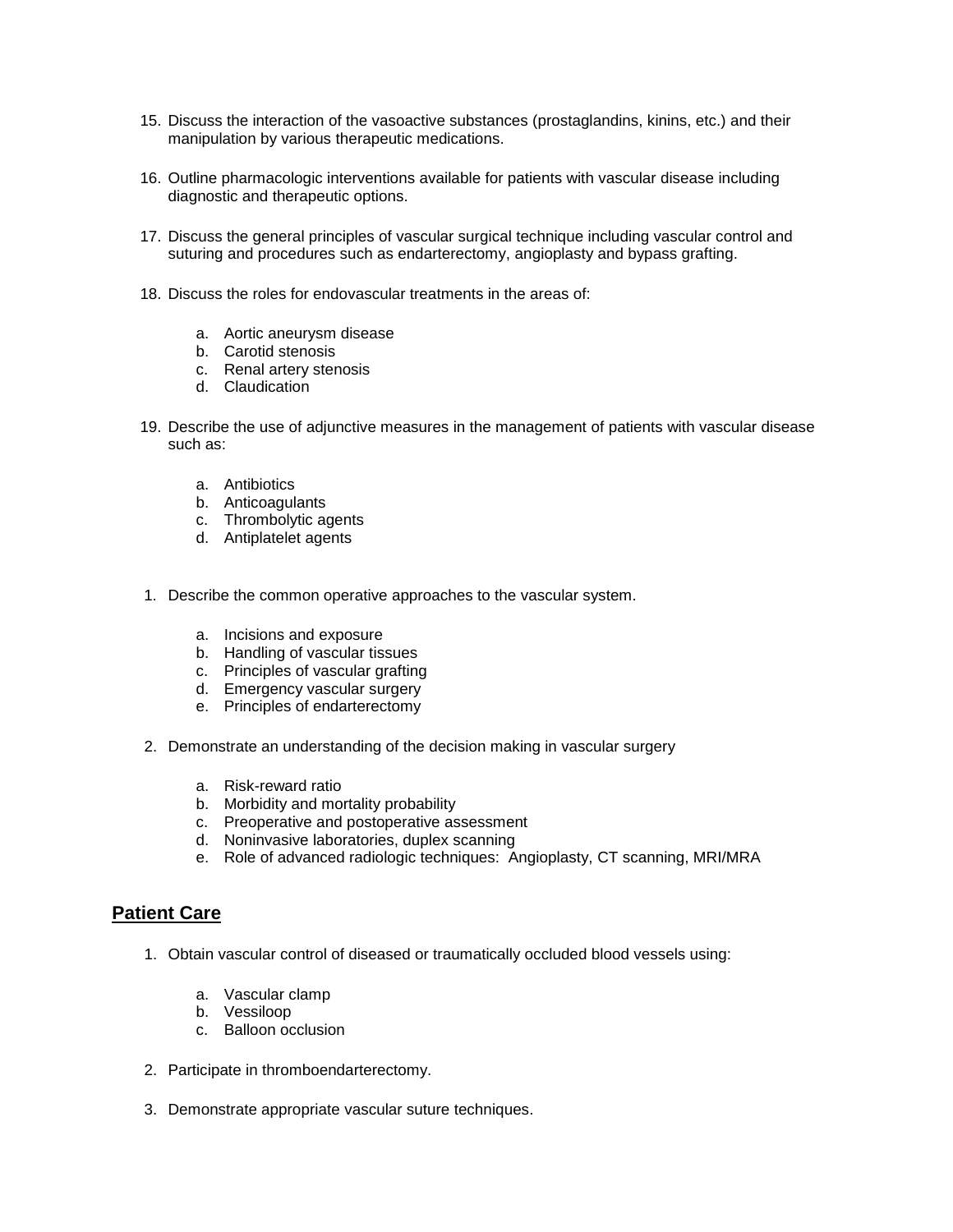15. Discuss the interaction of the vasoactive substances (prostaglandins, kinins, etc.) and their manipulation by various therapeutic medications.

16. Outline pharmacologic interventions available for patients with vascular disease including diagnostic and therapeutic options.

17. Discuss the general principles of vascular surgical technique including vascular control and suturing and procedures such as endarterectomy, angioplasty and bypass grafting.

18. Discuss the roles for endovascular treatments in the areas of:

    a. Aortic aneurysm disease
    b. Carotid stenosis
    c. Renal artery stenosis
    d. Claudication

19. Describe the use of adjunctive measures in the management of patients with vascular disease such as:

    a. Antibiotics
    b. Anticoagulants
    c. Thrombolytic agents
    d. Antiplatelet agents

1. Describe the common operative approaches to the vascular system.

    a. Incisions and exposure
    b. Handling of vascular tissues
    c. Principles of vascular grafting
    d. Emergency vascular surgery
    e. Principles of endarterectomy

2. Demonstrate an understanding of the decision making in vascular surgery

    a. Risk-reward ratio
    b. Morbidity and mortality probability
    c. Preoperative and postoperative assessment
    d. Noninvasive laboratories, duplex scanning
    e. Role of advanced radiologic techniques: Angioplasty, CT scanning, MRI/MRA

## Patient Care

1. Obtain vascular control of diseased or traumatically occluded blood vessels using:

    a. Vascular clamp
    b. Vessiloop
    c. Balloon occlusion

2. Participate in thromboendarterectomy.

3. Demonstrate appropriate vascular suture techniques.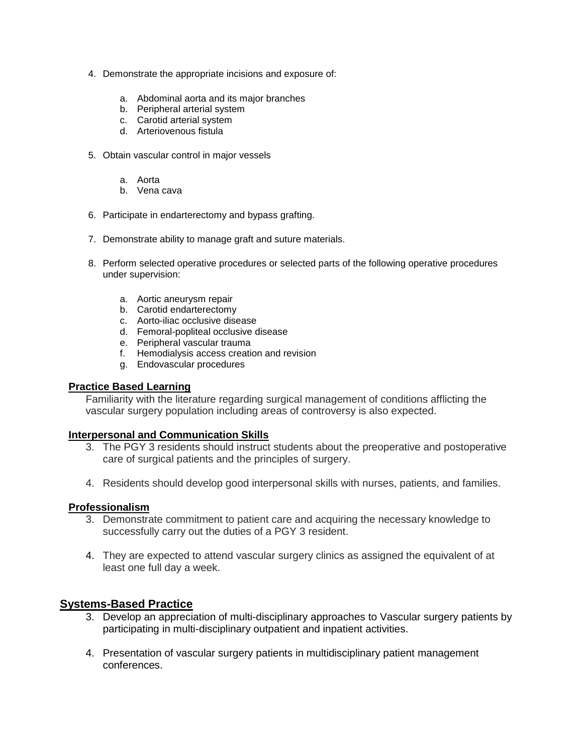4. Demonstrate the appropriate incisions and exposure of:

    a. Abdominal aorta and its major branches
    b. Peripheral arterial system
    c. Carotid arterial system
    d. Arteriovenous fistula

5. Obtain vascular control in major vessels

    a. Aorta
    b. Vena cava

6. Participate in endarterectomy and bypass grafting.

7. Demonstrate ability to manage graft and suture materials.

8. Perform selected operative procedures or selected parts of the following operative procedures under supervision:

    a. Aortic aneurysm repair
    b. Carotid endarterectomy
    c. Aorto-iliac occlusive disease
    d. Femoral-popliteal occlusive disease
    e. Peripheral vascular trauma
    f. Hemodialysis access creation and revision
    g. Endovascular procedures

**Practice Based Learning**

Familiarity with the literature regarding surgical management of conditions afflicting the vascular surgery population including areas of controversy is also expected.

**Interpersonal and Communication Skills**

3. The PGY 3 residents should instruct students about the preoperative and postoperative care of surgical patients and the principles of surgery.

4. Residents should develop good interpersonal skills with nurses, patients, and families.

**Professionalism**

3. Demonstrate commitment to patient care and acquiring the necessary knowledge to successfully carry out the duties of a PGY 3 resident.

4. They are expected to attend vascular surgery clinics as assigned the equivalent of at least one full day a week.

## Systems-Based Practice

3. Develop an appreciation of multi-disciplinary approaches to Vascular surgery patients by participating in multi-disciplinary outpatient and inpatient activities.

4. Presentation of vascular surgery patients in multidisciplinary patient management conferences.